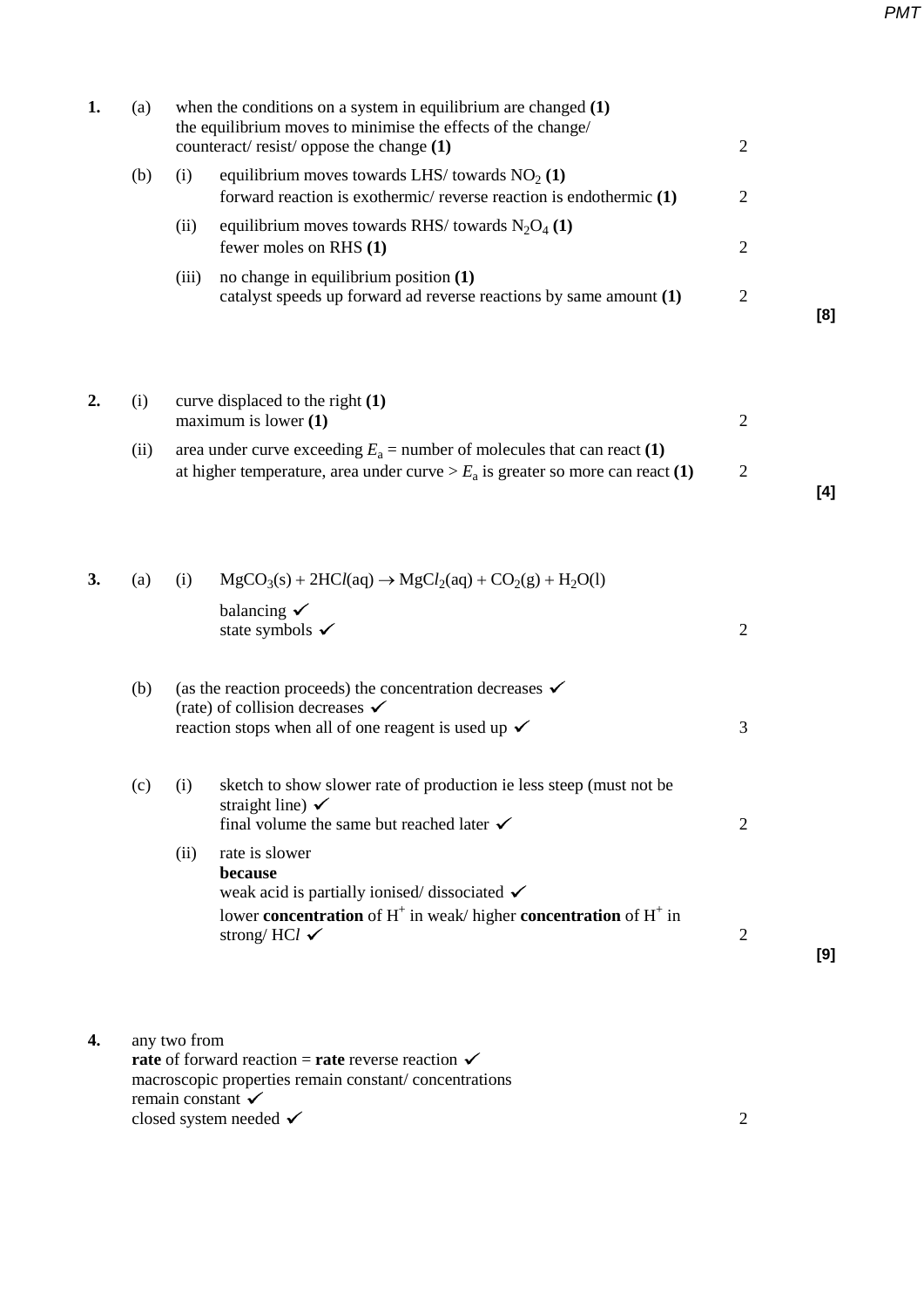**1.** (a) when the conditions on a system in equilibrium are changed **(1)**
the equilibrium moves to minimise the effects of the change/ counteract/ resist/ oppose the change **(1)** — 2

(b) (i) equilibrium moves towards LHS/ towards $NO_2$ **(1)**
forward reaction is exothermic/ reverse reaction is endothermic **(1)** — 2

(ii) equilibrium moves towards RHS/ towards $N_2O_4$ **(1)**
fewer moles on RHS **(1)** — 2

(iii) no change in equilibrium position **(1)**
catalyst speeds up forward ad reverse reactions by same amount **(1)** — 2

**[8]**

**2.** (i) curve displaced to the right **(1)**
maximum is lower **(1)** — 2

(ii) area under curve exceeding $E_a$ = number of molecules that can react **(1)**
at higher temperature, area under curve > $E_a$ is greater so more can react **(1)** — 2

**[4]**

**3.** (a) (i) $MgCO_3(s) + 2HCl(aq) \rightarrow MgCl_2(aq) + CO_2(g) + H_2O(l)$

balancing ✓
state symbols ✓ — 2

(b) (as the reaction proceeds) the concentration decreases ✓
(rate) of collision decreases ✓
reaction stops when all of one reagent is used up ✓ — 3

(c) (i) sketch to show slower rate of production ie less steep (must not be straight line) ✓
final volume the same but reached later ✓ — 2

(ii) rate is slower
**because**
weak acid is partially ionised/ dissociated ✓
lower **concentration** of $H^+$ in weak/ higher **concentration** of $H^+$ in strong/ HC*l* ✓ — 2

**[9]**

**4.** any two from
**rate** of forward reaction = **rate** reverse reaction ✓
macroscopic properties remain constant/ concentrations remain constant ✓
closed system needed ✓ — 2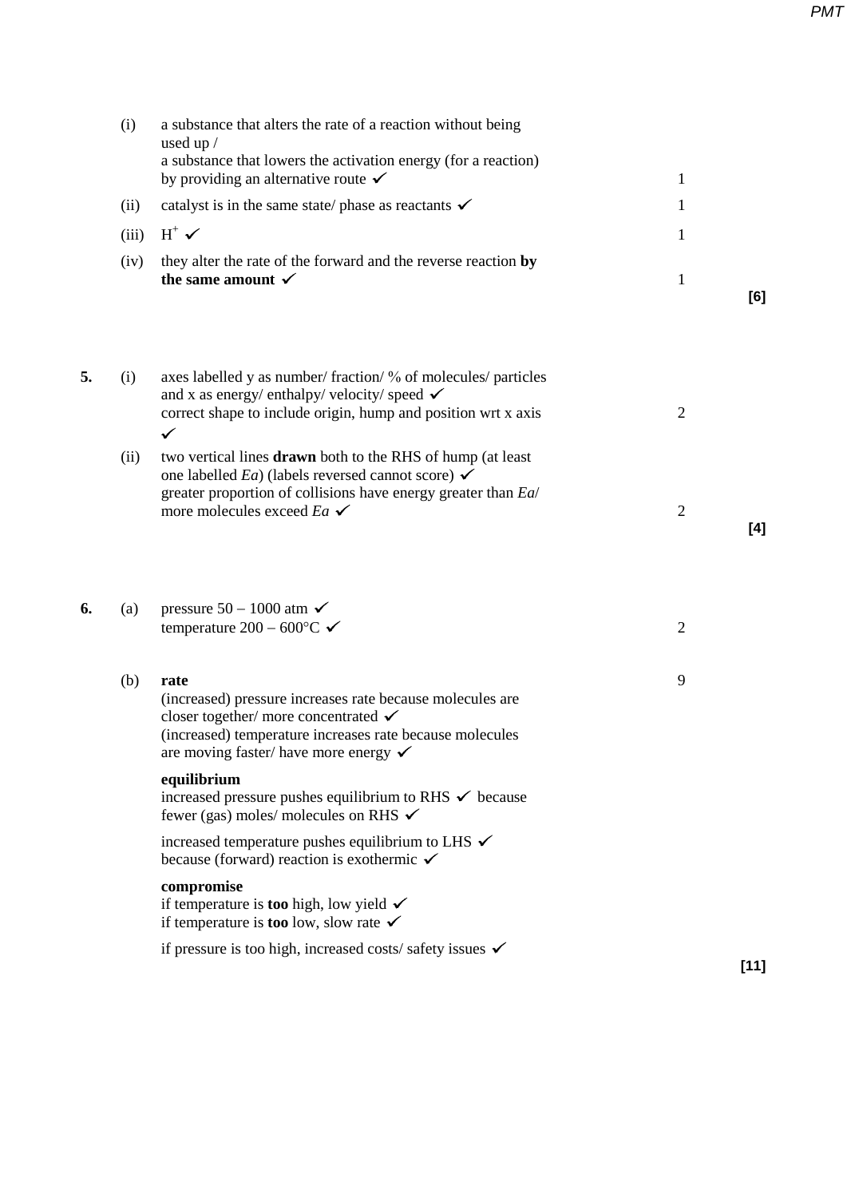| | | | | |
|---|---|---|---|---|
| | (i) | a substance that alters the rate of a reaction without being used up / a substance that lowers the activation energy (for a reaction) by providing an alternative route ✓ | 1 | |
| | (ii) | catalyst is in the same state/ phase as reactants ✓ | 1 | |
| | (iii) | $H^+$ ✓ | 1 | |
| | (iv) | they alter the rate of the forward and the reverse reaction **by the same amount** ✓ | 1 | **[6]** |

| | | | | |
|---|---|---|---|---|
| **5.** | (i) | axes labelled y as number/ fraction/ % of molecules/ particles and x as energy/ enthalpy/ velocity/ speed ✓ correct shape to include origin, hump and position wrt x axis ✓ | 2 | |
| | (ii) | two vertical lines **drawn** both to the RHS of hump (at least one labelled *Ea*) (labels reversed cannot score) ✓ greater proportion of collisions have energy greater than *Ea*/ more molecules exceed *Ea* ✓ | 2 | **[4]** |

| | | | | |
|---|---|---|---|---|
| **6.** | (a) | pressure 50 – 1000 atm ✓ temperature 200 – 600°C ✓ | 2 | |
| | (b) | **rate** (increased) pressure increases rate because molecules are closer together/ more concentrated ✓ (increased) temperature increases rate because molecules are moving faster/ have more energy ✓ **equilibrium** increased pressure pushes equilibrium to RHS ✓ because fewer (gas) moles/ molecules on RHS ✓ increased temperature pushes equilibrium to LHS ✓ because (forward) reaction is exothermic ✓ **compromise** if temperature is **too** high, low yield ✓ if temperature is **too** low, slow rate ✓ if pressure is too high, increased costs/ safety issues ✓ | 9 | **[11]** |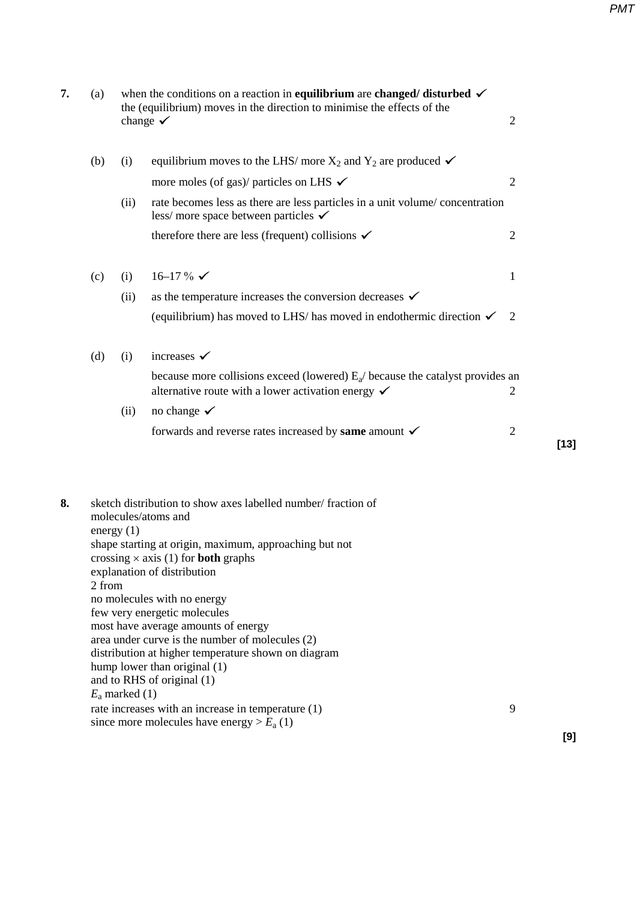**7.** (a) when the conditions on a reaction in **equilibrium** are **changed/ disturbed** ✓ the (equilibrium) moves in the direction to minimise the effects of the change ✓ — 2

(b) (i) equilibrium moves to the LHS/ more $X_2$ and $Y_2$ are produced ✓

more moles (of gas)/ particles on LHS ✓ — 2

(ii) rate becomes less as there are less particles in a unit volume/ concentration less/ more space between particles ✓

therefore there are less (frequent) collisions ✓ — 2

(c) (i) 16–17 % ✓ — 1

(ii) as the temperature increases the conversion decreases ✓

(equilibrium) has moved to LHS/ has moved in endothermic direction ✓ — 2

(d) (i) increases ✓

because more collisions exceed (lowered) $E_a$/ because the catalyst provides an alternative route with a lower activation energy ✓ — 2

(ii) no change ✓

forwards and reverse rates increased by **same** amount ✓ — 2

**[13]**

**8.** sketch distribution to show axes labelled number/ fraction of molecules/atoms and energy (1)
shape starting at origin, maximum, approaching but not crossing × axis (1) for **both** graphs
explanation of distribution
2 from
no molecules with no energy
few very energetic molecules
most have average amounts of energy
area under curve is the number of molecules (2)
distribution at higher temperature shown on diagram
hump lower than original (1)
and to RHS of original (1)
$E_a$ marked (1)
rate increases with an increase in temperature (1)
since more molecules have energy > $E_a$ (1) — 9

**[9]**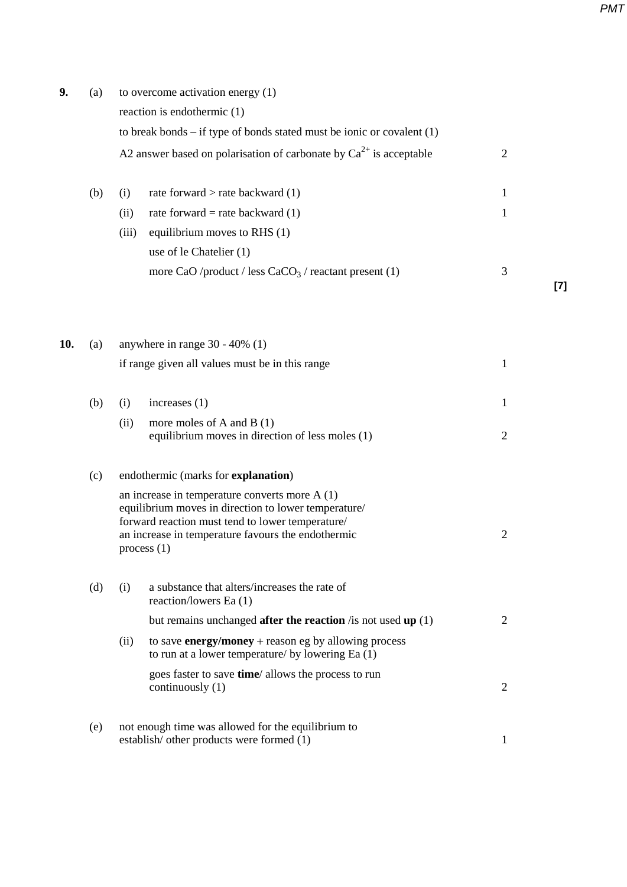**9.** (a) to overcome activation energy (1)

reaction is endothermic (1)

to break bonds – if type of bonds stated must be ionic or covalent (1)

A2 answer based on polarisation of carbonate by $Ca^{2+}$ is acceptable — 2

(b) (i) rate forward > rate backward (1) — 1

(ii) rate forward = rate backward (1) — 1

(iii) equilibrium moves to RHS (1)

use of le Chatelier (1)

more CaO /product / less $CaCO_3$ / reactant present (1) — 3

**[7]**

**10.** (a) anywhere in range 30 - 40% (1)

if range given all values must be in this range — 1

(b) (i) increases (1) — 1

(ii) more moles of A and B (1)
equilibrium moves in direction of less moles (1) — 2

(c) endothermic (marks for **explanation**)

an increase in temperature converts more A (1)
equilibrium moves in direction to lower temperature/
forward reaction must tend to lower temperature/
an increase in temperature favours the endothermic process (1) — 2

(d) (i) a substance that alters/increases the rate of reaction/lowers Ea (1)

but remains unchanged **after the reaction** /is not used **up** (1) — 2

(ii) to save **energy/money** + reason eg by allowing process to run at a lower temperature/ by lowering Ea (1)

goes faster to save **time**/ allows the process to run continuously (1) — 2

(e) not enough time was allowed for the equilibrium to establish/ other products were formed (1) — 1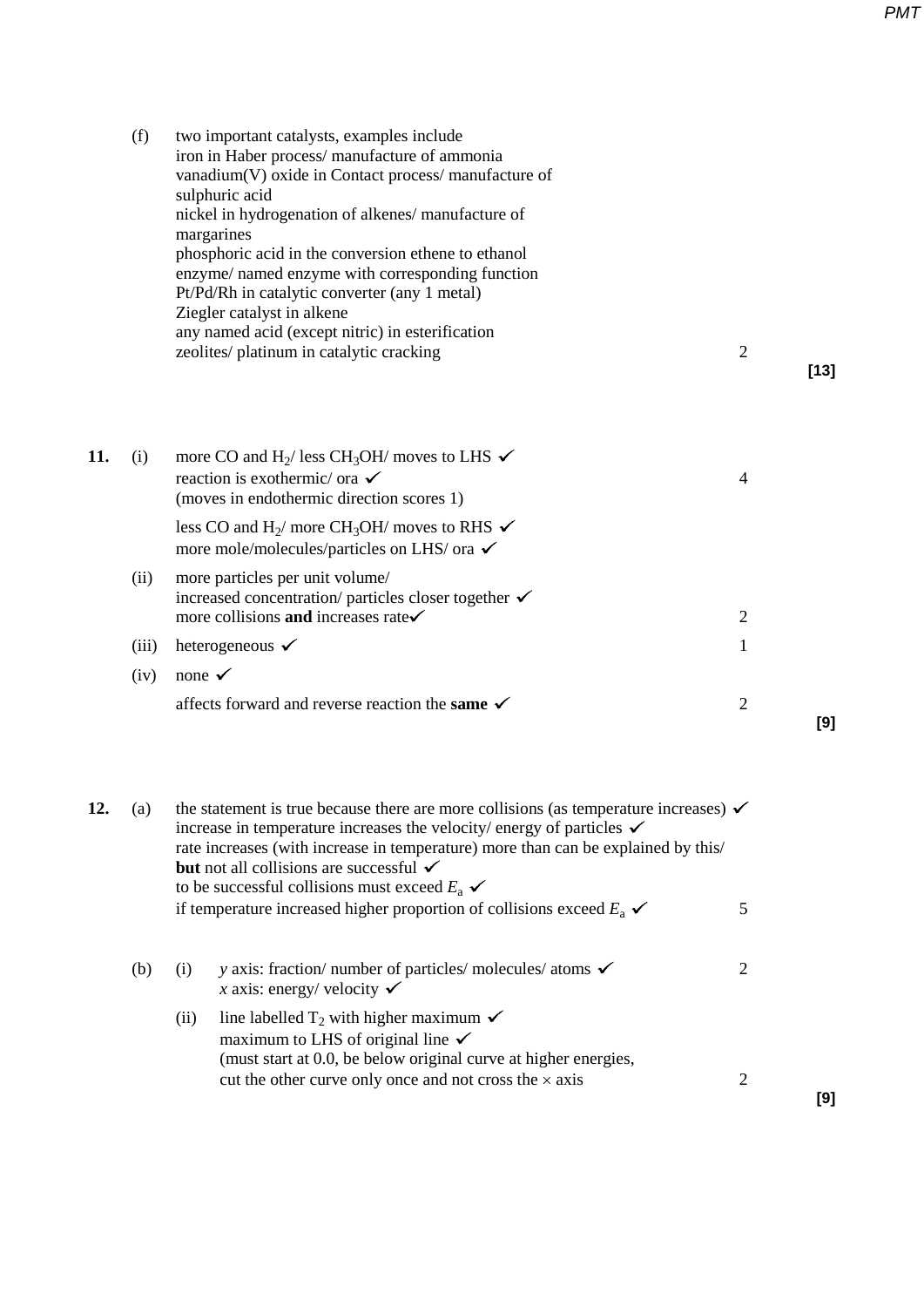| | | | Marks | |
|---|---|---|---|---|
| | (f) | two important catalysts, examples include<br>iron in Haber process/ manufacture of ammonia<br>vanadium(V) oxide in Contact process/ manufacture of sulphuric acid<br>nickel in hydrogenation of alkenes/ manufacture of margarines<br>phosphoric acid in the conversion ethene to ethanol<br>enzyme/ named enzyme with corresponding function<br>Pt/Pd/Rh in catalytic converter (any 1 metal)<br>Ziegler catalyst in alkene<br>any named acid (except nitric) in esterification<br>zeolites/ platinum in catalytic cracking | 2 | **[13]** |
| **11.** | (i) | more CO and $H_2$/ less $CH_3OH$/ moves to LHS ✓<br>reaction is exothermic/ ora ✓<br>(moves in endothermic direction scores 1)<br>less CO and $H_2$/ more $CH_3OH$/ moves to RHS ✓<br>more mole/molecules/particles on LHS/ ora ✓ | 4 | |
| | (ii) | more particles per unit volume/<br>increased concentration/ particles closer together ✓<br>more collisions **and** increases rate✓ | 2 | |
| | (iii) | heterogeneous ✓ | 1 | |
| | (iv) | none ✓<br>affects forward and reverse reaction the **same** ✓ | 2 | **[9]** |
| **12.** | (a) | the statement is true because there are more collisions (as temperature increases) ✓<br>increase in temperature increases the velocity/ energy of particles ✓<br>rate increases (with increase in temperature) more than can be explained by this/ **but** not all collisions are successful ✓<br>to be successful collisions must exceed $E_a$ ✓<br>if temperature increased higher proportion of collisions exceed $E_a$ ✓ | 5 | |
| | (b) (i) | *y* axis: fraction/ number of particles/ molecules/ atoms ✓<br>*x* axis: energy/ velocity ✓ | 2 | |
| | (ii) | line labelled $T_2$ with higher maximum ✓<br>maximum to LHS of original line ✓<br>(must start at 0.0, be below original curve at higher energies, cut the other curve only once and not cross the × axis | 2 | **[9]** |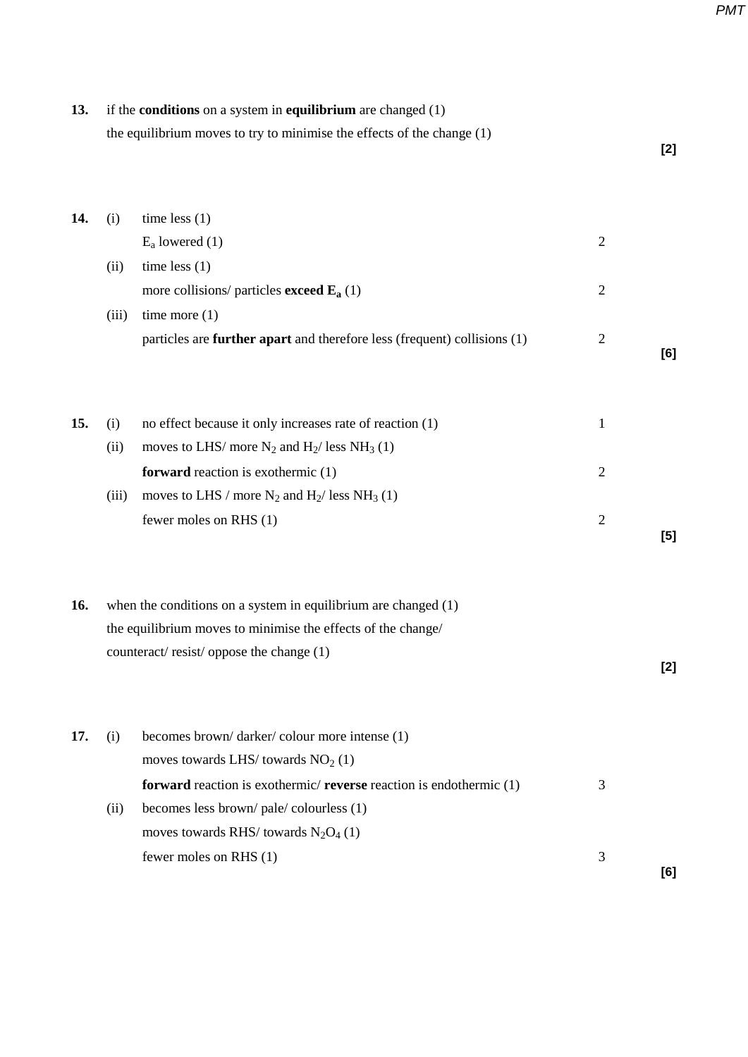**13.** if the **conditions** on a system in **equilibrium** are changed (1)
the equilibrium moves to try to minimise the effects of the change (1)

**[2]**

**14.** (i) time less (1)
$E_a$ lowered (1) — 2

(ii) time less (1)
more collisions/ particles **exceed $E_a$** (1) — 2

(iii) time more (1)
particles are **further apart** and therefore less (frequent) collisions (1) — 2

**[6]**

**15.** (i) no effect because it only increases rate of reaction (1) — 1

(ii) moves to LHS/ more $N_2$ and $H_2$/ less $NH_3$ (1)
**forward** reaction is exothermic (1) — 2

(iii) moves to LHS / more $N_2$ and $H_2$/ less $NH_3$ (1)
fewer moles on RHS (1) — 2

**[5]**

**16.** when the conditions on a system in equilibrium are changed (1)
the equilibrium moves to minimise the effects of the change/
counteract/ resist/ oppose the change (1)

**[2]**

**17.** (i) becomes brown/ darker/ colour more intense (1)
moves towards LHS/ towards $NO_2$ (1)
**forward** reaction is exothermic/ **reverse** reaction is endothermic (1) — 3

(ii) becomes less brown/ pale/ colourless (1)
moves towards RHS/ towards $N_2O_4$ (1)
fewer moles on RHS (1) — 3

**[6]**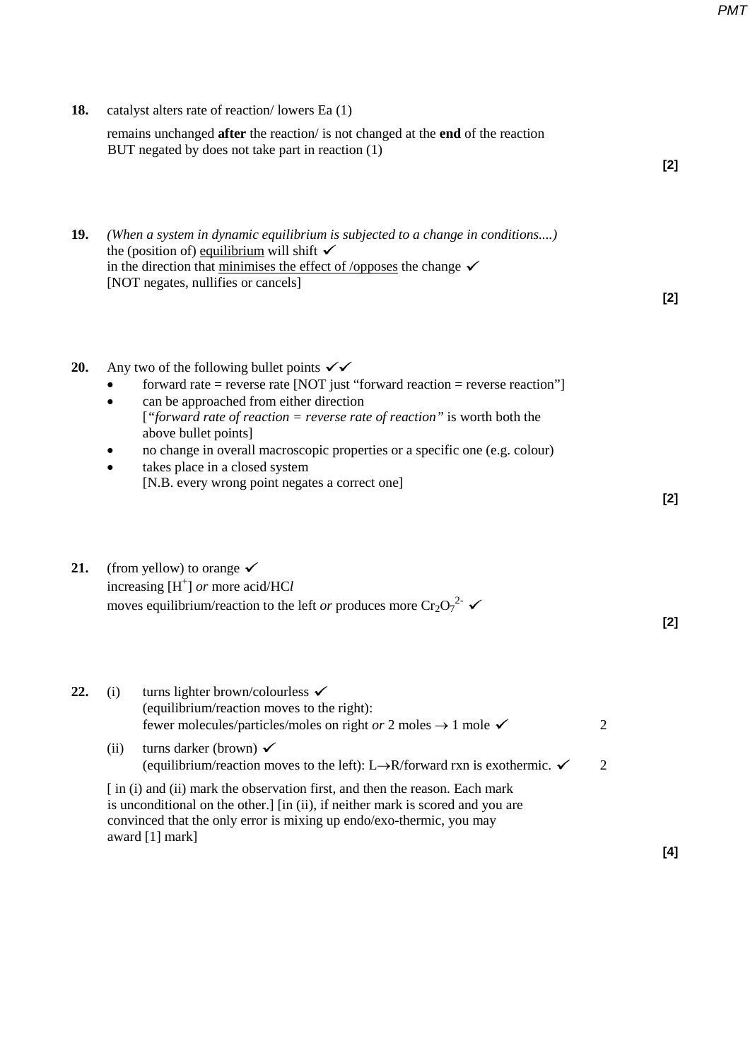**18.** catalyst alters rate of reaction/ lowers Ea (1)

remains unchanged **after** the reaction/ is not changed at the **end** of the reaction BUT negated by does not take part in reaction (1)

**[2]**

**19.** *(When a system in dynamic equilibrium is subjected to a change in conditions....)*
the (position of) equilibrium will shift ✓
in the direction that minimises the effect of /opposes the change ✓
[NOT negates, nullifies or cancels]

**[2]**

**20.** Any two of the following bullet points ✓✓

- forward rate = reverse rate [NOT just "forward reaction = reverse reaction"]
- can be approached from either direction
  [*"forward rate of reaction = reverse rate of reaction"* is worth both the above bullet points]
- no change in overall macroscopic properties or a specific one (e.g. colour)
- takes place in a closed system
  [N.B. every wrong point negates a correct one]

**[2]**

**21.** (from yellow) to orange ✓
increasing $[H^+]$ *or* more acid/HC*l*
moves equilibrium/reaction to the left *or* produces more $Cr_2O_7^{2-}$ ✓

**[2]**

**22.** (i) turns lighter brown/colourless ✓
(equilibrium/reaction moves to the right):
fewer molecules/particles/moles on right *or* 2 moles → 1 mole ✓ 2

(ii) turns darker (brown) ✓
(equilibrium/reaction moves to the left): L→R/forward rxn is exothermic. ✓ 2

[ in (i) and (ii) mark the observation first, and then the reason. Each mark is unconditional on the other.] [in (ii), if neither mark is scored and you are convinced that the only error is mixing up endo/exo-thermic, you may award [1] mark]

**[4]**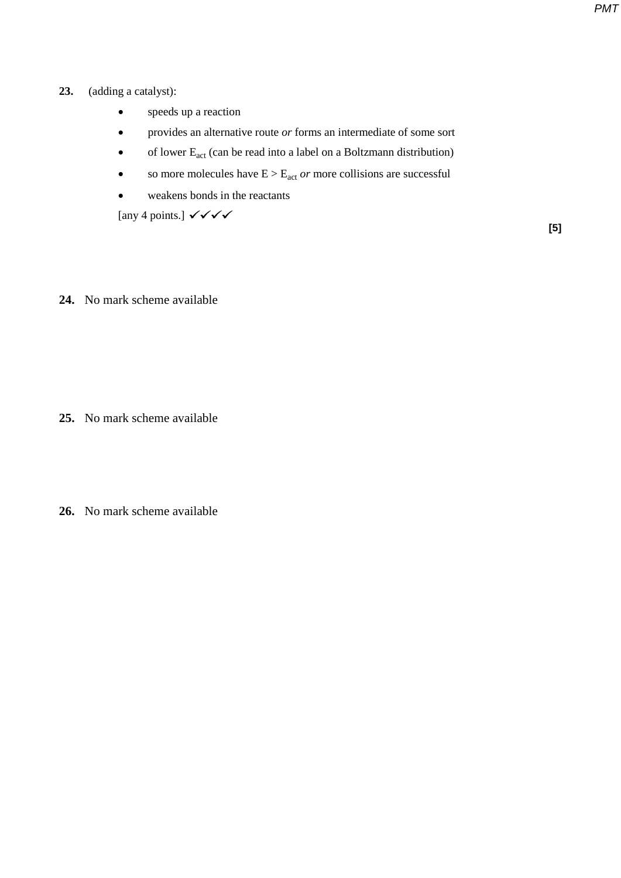**23.** (adding a catalyst):

- speeds up a reaction
- provides an alternative route *or* forms an intermediate of some sort
- of lower $E_{act}$ (can be read into a label on a Boltzmann distribution)
- so more molecules have $E > E_{act}$ *or* more collisions are successful
- weakens bonds in the reactants

[any 4 points.] ✓✓✓✓

**[5]**

**24.** No mark scheme available

**25.** No mark scheme available

**26.** No mark scheme available